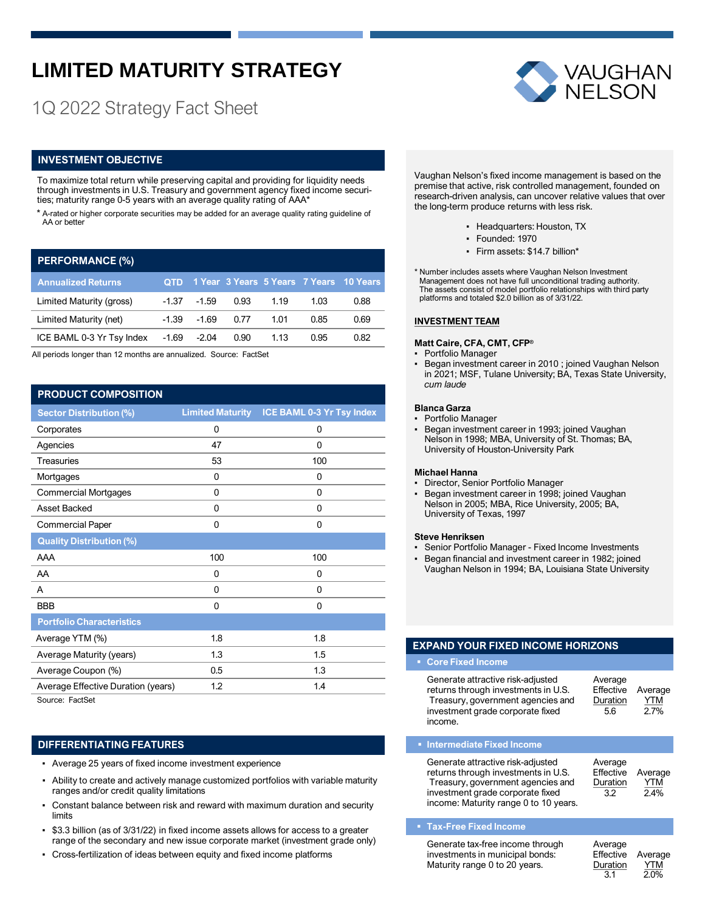# LIMITED MATURITY STRATEGY

1Q 2022 Strategy Fact Sheet

VAUGHAN NELSON

## INVESTMENT OBJECTIVE

To maximize total return while preserving capital and providing for liquidity needs through investments in U.S. Treasury and government agency fixed income securities; maturity range 0-5 years with an average quality rating of AAA*

\* A-rated or higher corporate securities may be added for an average quality rating guideline of AA or better

## PERFORMANCE (%)

| Annualized Returns | QTD | 1 Year | 3 Years | 5 Years | 7 Years | 10 Years |
|---|---|---|---|---|---|---|
| Limited Maturity (gross) | -1.37 | -1.59 | 0.93 | 1.19 | 1.03 | 0.88 |
| Limited Maturity (net) | -1.39 | -1.69 | 0.77 | 1.01 | 0.85 | 0.69 |
| ICE BAML 0-3 Yr Tsy Index | -1.69 | -2.04 | 0.90 | 1.13 | 0.95 | 0.82 |

All periods longer than 12 months are annualized. Source: FactSet

## PRODUCT COMPOSITION

| Sector Distribution (%) | Limited Maturity | ICE BAML 0-3 Yr Tsy Index |
|---|---|---|
| Corporates | 0 | 0 |
| Agencies | 47 | 0 |
| Treasuries | 53 | 100 |
| Mortgages | 0 | 0 |
| Commercial Mortgages | 0 | 0 |
| Asset Backed | 0 | 0 |
| Commercial Paper | 0 | 0 |
| **Quality Distribution (%)** | | |
| AAA | 100 | 100 |
| AA | 0 | 0 |
| A | 0 | 0 |
| BBB | 0 | 0 |
| **Portfolio Characteristics** | | |
| Average YTM (%) | 1.8 | 1.8 |
| Average Maturity (years) | 1.3 | 1.5 |
| Average Coupon (%) | 0.5 | 1.3 |
| Average Effective Duration (years) | 1.2 | 1.4 |

Source: FactSet

## DIFFERENTIATING FEATURES

- Average 25 years of fixed income investment experience
- Ability to create and actively manage customized portfolios with variable maturity ranges and/or credit quality limitations
- Constant balance between risk and reward with maximum duration and security limits
- $3.3 billion (as of 3/31/22) in fixed income assets allows for access to a greater range of the secondary and new issue corporate market (investment grade only)
- Cross-fertilization of ideas between equity and fixed income platforms

Vaughan Nelson's fixed income management is based on the premise that active, risk controlled management, founded on research-driven analysis, can uncover relative values that over the long-term produce returns with less risk.

- Headquarters: Houston, TX
- Founded: 1970
- Firm assets: $14.7 billion*

\* Number includes assets where Vaughan Nelson Investment Management does not have full unconditional trading authority. The assets consist of model portfolio relationships with third party platforms and totaled $2.0 billion as of 3/31/22.

## INVESTMENT TEAM

**Matt Caire, CFA, CMT, CFP®**
- Portfolio Manager
- Began investment career in 2010 ; joined Vaughan Nelson in 2021; MSF, Tulane University; BA, Texas State University, *cum laude*

**Blanca Garza**
- Portfolio Manager
- Began investment career in 1993; joined Vaughan Nelson in 1998; MBA, University of St. Thomas; BA, University of Houston-University Park

**Michael Hanna**
- Director, Senior Portfolio Manager
- Began investment career in 1998; joined Vaughan Nelson in 2005; MBA, Rice University, 2005; BA, University of Texas, 1997

**Steve Henriksen**
- Senior Portfolio Manager - Fixed Income Investments
- Began financial and investment career in 1982; joined Vaughan Nelson in 1994; BA, Louisiana State University

## EXPAND YOUR FIXED INCOME HORIZONS

### Core Fixed Income

Generate attractive risk-adjusted returns through investments in U.S. Treasury, government agencies and investment grade corporate fixed income.

| Average Effective Duration | Average YTM |
|---|---|
| 5.6 | 2.7% |

### Intermediate Fixed Income

Generate attractive risk-adjusted returns through investments in U.S. Treasury, government agencies and investment grade corporate fixed income: Maturity range 0 to 10 years.

| Average Effective Duration | Average YTM |
|---|---|
| 3.2 | 2.4% |

### Tax-Free Fixed Income

Generate tax-free income through investments in municipal bonds: Maturity range 0 to 20 years.

| Average Effective Duration | Average YTM |
|---|---|
| 3.1 | 2.0% |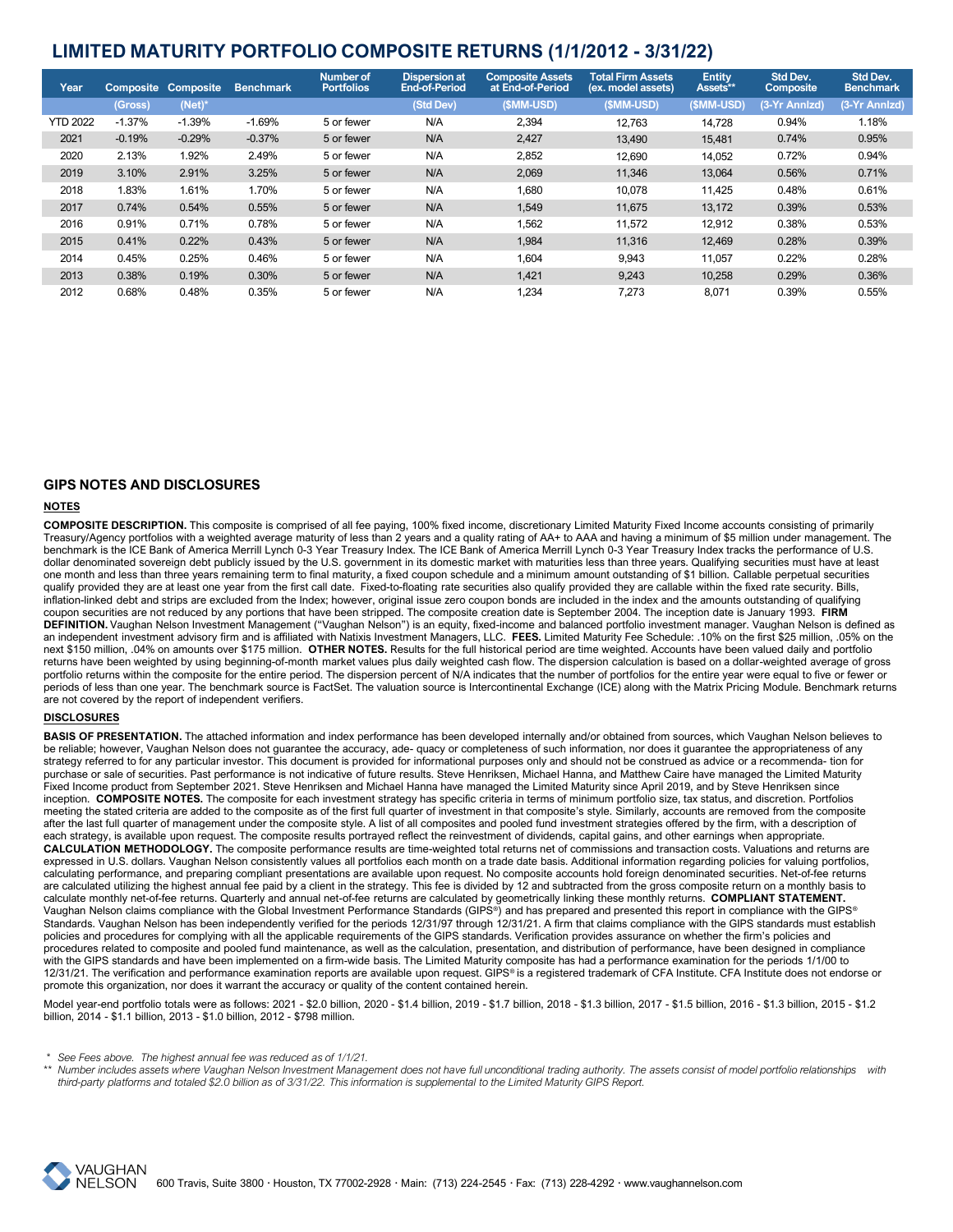# LIMITED MATURITY PORTFOLIO COMPOSITE RETURNS (1/1/2012 - 3/31/22)

| Year | Composite (Gross) | Composite (Net)* | Benchmark | Number of Portfolios | Dispersion at End-of-Period (Std Dev) | Composite Assets at End-of-Period ($MM-USD) | Total Firm Assets (ex. model assets) ($MM-USD) | Entity Assets** ($MM-USD) | Std Dev. Composite (3-Yr Annlzd) | Std Dev. Benchmark (3-Yr Annlzd) |
|---|---|---|---|---|---|---|---|---|---|---|
| YTD 2022 | -1.37% | -1.39% | -1.69% | 5 or fewer | N/A | 2,394 | 12,763 | 14,728 | 0.94% | 1.18% |
| 2021 | -0.19% | -0.29% | -0.37% | 5 or fewer | N/A | 2,427 | 13,490 | 15,481 | 0.74% | 0.95% |
| 2020 | 2.13% | 1.92% | 2.49% | 5 or fewer | N/A | 2,852 | 12,690 | 14,052 | 0.72% | 0.94% |
| 2019 | 3.10% | 2.91% | 3.25% | 5 or fewer | N/A | 2,069 | 11,346 | 13,064 | 0.56% | 0.71% |
| 2018 | 1.83% | 1.61% | 1.70% | 5 or fewer | N/A | 1,680 | 10,078 | 11,425 | 0.48% | 0.61% |
| 2017 | 0.74% | 0.54% | 0.55% | 5 or fewer | N/A | 1,549 | 11,675 | 13,172 | 0.39% | 0.53% |
| 2016 | 0.91% | 0.71% | 0.78% | 5 or fewer | N/A | 1,562 | 11,572 | 12,912 | 0.38% | 0.53% |
| 2015 | 0.41% | 0.22% | 0.43% | 5 or fewer | N/A | 1,984 | 11,316 | 12,469 | 0.28% | 0.39% |
| 2014 | 0.45% | 0.25% | 0.46% | 5 or fewer | N/A | 1,604 | 9,943 | 11,057 | 0.22% | 0.28% |
| 2013 | 0.38% | 0.19% | 0.30% | 5 or fewer | N/A | 1,421 | 9,243 | 10,258 | 0.29% | 0.36% |
| 2012 | 0.68% | 0.48% | 0.35% | 5 or fewer | N/A | 1,234 | 7,273 | 8,071 | 0.39% | 0.55% |

## GIPS NOTES AND DISCLOSURES

### NOTES

**COMPOSITE DESCRIPTION.** This composite is comprised of all fee paying, 100% fixed income, discretionary Limited Maturity Fixed Income accounts consisting of primarily Treasury/Agency portfolios with a weighted average maturity of less than 2 years and a quality rating of AA+ to AAA and having a minimum of $5 million under management. The benchmark is the ICE Bank of America Merrill Lynch 0-3 Year Treasury Index. The ICE Bank of America Merrill Lynch 0-3 Year Treasury Index tracks the performance of U.S. dollar denominated sovereign debt publicly issued by the U.S. government in its domestic market with maturities less than three years. Qualifying securities must have at least one month and less than three years remaining term to final maturity, a fixed coupon schedule and a minimum amount outstanding of $1 billion. Callable perpetual securities qualify provided they are at least one year from the first call date. Fixed-to-floating rate securities also qualify provided they are callable within the fixed rate security. Bills, inflation-linked debt and strips are excluded from the Index; however, original issue zero coupon bonds are included in the index and the amounts outstanding of qualifying coupon securities are not reduced by any portions that have been stripped. The composite creation date is September 2004. The inception date is January 1993. **FIRM DEFINITION.** Vaughan Nelson Investment Management ("Vaughan Nelson") is an equity, fixed-income and balanced portfolio investment manager. Vaughan Nelson is defined as an independent investment advisory firm and is affiliated with Natixis Investment Managers, LLC. **FEES.** Limited Maturity Fee Schedule: .10% on the first $25 million, .05% on the next $150 million, .04% on amounts over $175 million. **OTHER NOTES.** Results for the full historical period are time weighted. Accounts have been valued daily and portfolio returns have been weighted by using beginning-of-month market values plus daily weighted cash flow. The dispersion calculation is based on a dollar-weighted average of gross portfolio returns within the composite for the entire period. The dispersion percent of N/A indicates that the number of portfolios for the entire year were equal to five or fewer or periods of less than one year. The benchmark source is FactSet. The valuation source is Intercontinental Exchange (ICE) along with the Matrix Pricing Module. Benchmark returns are not covered by the report of independent verifiers.

### DISCLOSURES

**BASIS OF PRESENTATION.** The attached information and index performance has been developed internally and/or obtained from sources, which Vaughan Nelson believes to be reliable; however, Vaughan Nelson does not guarantee the accuracy, ade- quacy or completeness of such information, nor does it guarantee the appropriateness of any strategy referred to for any particular investor. This document is provided for informational purposes only and should not be construed as advice or a recommenda- tion for purchase or sale of securities. Past performance is not indicative of future results. Steve Henriksen, Michael Hanna, and Matthew Caire have managed the Limited Maturity Fixed Income product from September 2021. Steve Henriksen and Michael Hanna have managed the Limited Maturity since April 2019, and by Steve Henriksen since inception. **COMPOSITE NOTES.** The composite for each investment strategy has specific criteria in terms of minimum portfolio size, tax status, and discretion. Portfolios meeting the stated criteria are added to the composite as of the first full quarter of investment in that composite's style. Similarly, accounts are removed from the composite after the last full quarter of management under the composite style. A list of all composites and pooled fund investment strategies offered by the firm, with a description of each strategy, is available upon request. The composite results portrayed reflect the reinvestment of dividends, capital gains, and other earnings when appropriate.
**CALCULATION METHODOLOGY.** The composite performance results are time-weighted total returns net of commissions and transaction costs. Valuations and returns are expressed in U.S. dollars. Vaughan Nelson consistently values all portfolios each month on a trade date basis. Additional information regarding policies for valuing portfolios, calculating performance, and preparing compliant presentations are available upon request. No composite accounts hold foreign denominated securities. Net-of-fee returns are calculated utilizing the highest annual fee paid by a client in the strategy. This fee is divided by 12 and subtracted from the gross composite return on a monthly basis to calculate monthly net-of-fee returns. Quarterly and annual net-of-fee returns are calculated by geometrically linking these monthly returns. **COMPLIANT STATEMENT.** Vaughan Nelson claims compliance with the Global Investment Performance Standards (GIPS®) and has prepared and presented this report in compliance with the GIPS® Standards. Vaughan Nelson has been independently verified for the periods 12/31/97 through 12/31/21. A firm that claims compliance with the GIPS standards must establish policies and procedures for complying with all the applicable requirements of the GIPS standards. Verification provides assurance on whether the firm's policies and procedures related to composite and pooled fund maintenance, as well as the calculation, presentation, and distribution of performance, have been designed in compliance with the GIPS standards and have been implemented on a firm-wide basis. The Limited Maturity composite has had a performance examination for the periods 1/1/00 to 12/31/21. The verification and performance examination reports are available upon request. GIPS® is a registered trademark of CFA Institute. CFA Institute does not endorse or promote this organization, nor does it warrant the accuracy or quality of the content contained herein.

Model year-end portfolio totals were as follows: 2021 - $2.0 billion, 2020 - $1.4 billion, 2019 - $1.7 billion, 2018 - $1.3 billion, 2017 - $1.5 billion, 2016 - $1.3 billion, 2015 - $1.2 billion, 2014 - $1.1 billion, 2013 - $1.0 billion, 2012 - $798 million.

*\* See Fees above. The highest annual fee was reduced as of 1/1/21.*

*\*\* Number includes assets where Vaughan Nelson Investment Management does not have full unconditional trading authority. The assets consist of model portfolio relationships with third-party platforms and totaled $2.0 billion as of 3/31/22. This information is supplemental to the Limited Maturity GIPS Report.*

VAUGHAN NELSON 600 Travis, Suite 3800 · Houston, TX 77002-2928 · Main: (713) 224-2545 · Fax: (713) 228-4292 · www.vaughannelson.com